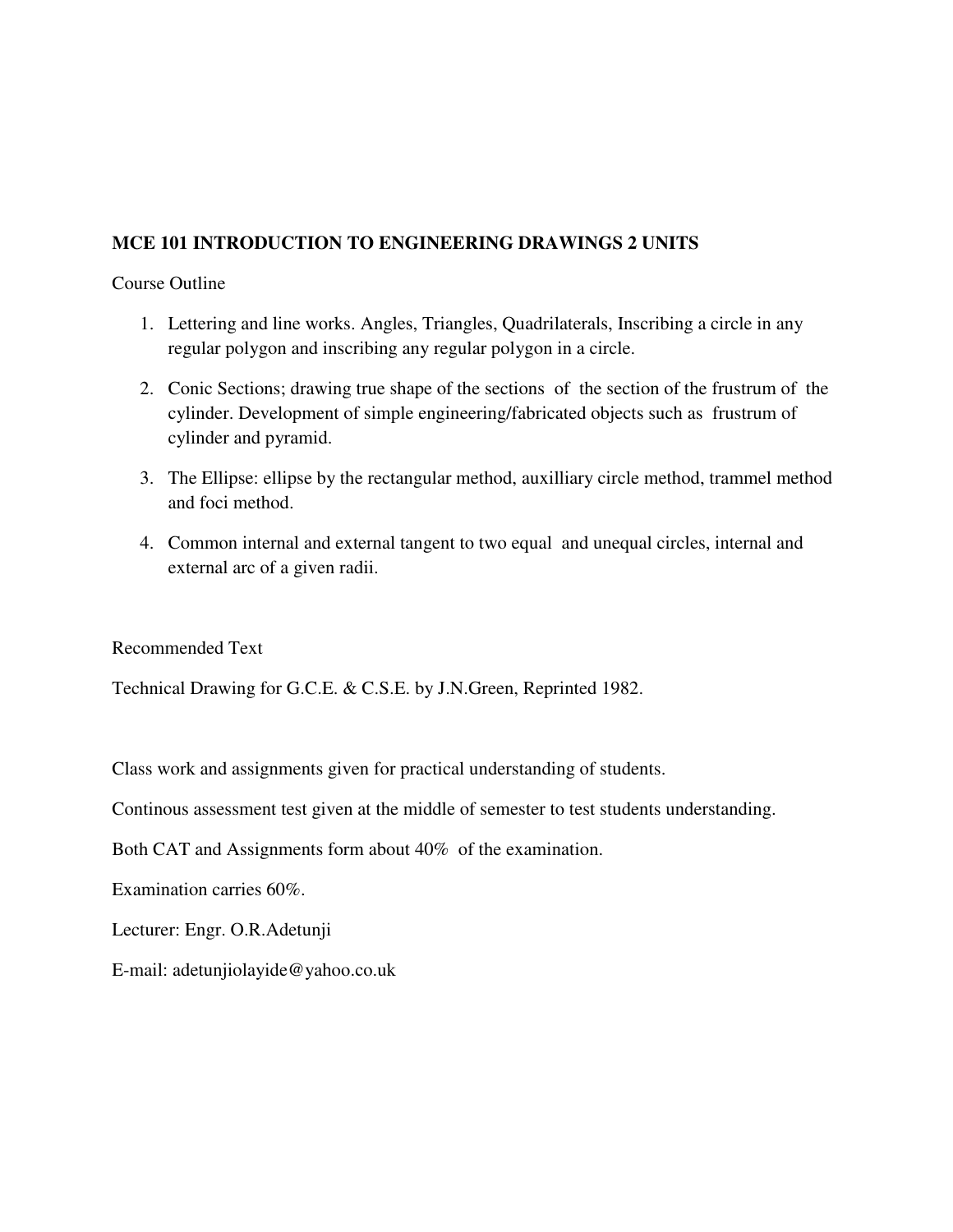**MCE 101 INTRODUCTION TO ENGINEERING DRAWINGS 2 UNITS**

Course Outline

1. Lettering and line works. Angles, Triangles, Quadrilaterals, Inscribing a circle in any regular polygon and inscribing any regular polygon in a circle.
2. Conic Sections; drawing true shape of the sections of the section of the frustrum of the cylinder. Development of simple engineering/fabricated objects such as frustrum of cylinder and pyramid.
3. The Ellipse: ellipse by the rectangular method, auxilliary circle method, trammel method and foci method.
4. Common internal and external tangent to two equal and unequal circles, internal and external arc of a given radii.

Recommended Text

Technical Drawing for G.C.E. & C.S.E. by J.N.Green, Reprinted 1982.

Class work and assignments given for practical understanding of students.

Continous assessment test given at the middle of semester to test students understanding.

Both CAT and Assignments form about 40% of the examination.

Examination carries 60%.

Lecturer: Engr. O.R.Adetunji

E-mail: adetunjiolayide@yahoo.co.uk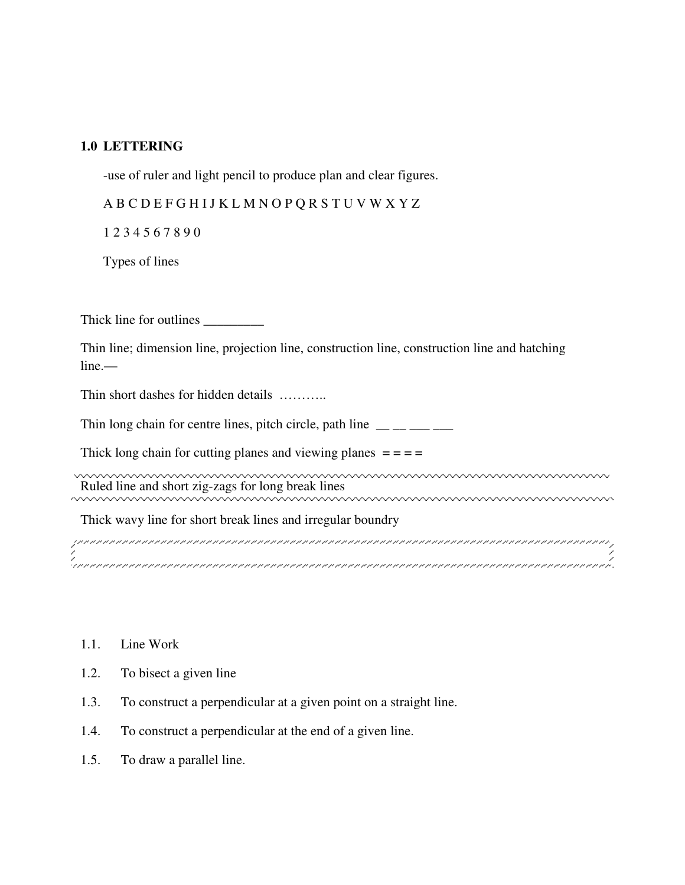**1.0 LETTERING**

-use of ruler and light pencil to produce plan and clear figures.

A B C D E F G H I J K L M N O P Q R S T U V W X Y Z

1 2 3 4 5 6 7 8 9 0

Types of lines

Thick line for outlines _________

Thin line; dimension line, projection line, construction line, construction line and hatching line.—

Thin short dashes for hidden details ………..

Thin long chain for centre lines, pitch circle, path line __ __ ___ ___

Thick long chain for cutting planes and viewing planes = = = =

Ruled line and short zig-zags for long break lines

Thick wavy line for short break lines and irregular boundry

1.1. Line Work

1.2. To bisect a given line

1.3. To construct a perpendicular at a given point on a straight line.

1.4. To construct a perpendicular at the end of a given line.

1.5. To draw a parallel line.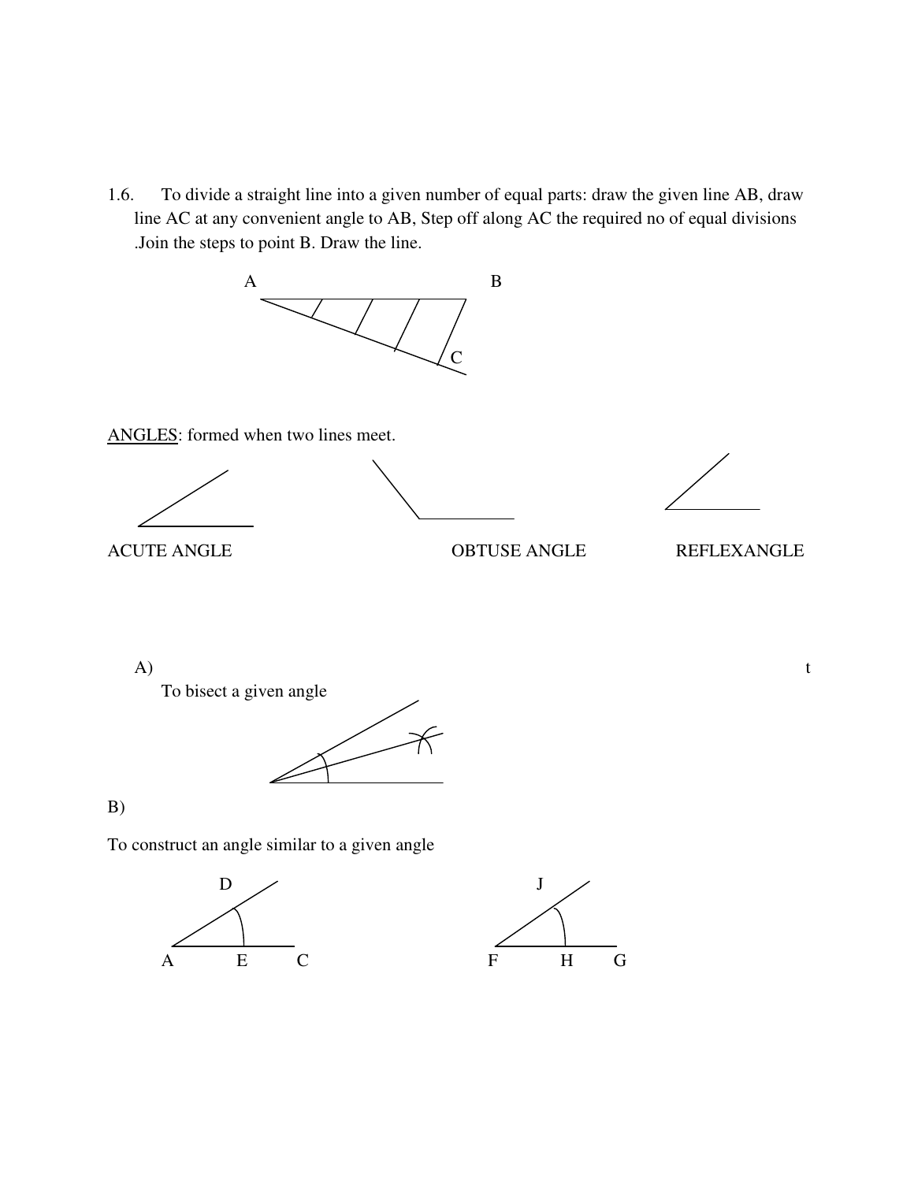1.6. To divide a straight line into a given number of equal parts: draw the given line AB, draw line AC at any convenient angle to AB, Step off along AC the required no of equal divisions .Join the steps to point B. Draw the line.

A B

C

ANGLES: formed when two lines meet.

ACUTE ANGLE OBTUSE ANGLE REFLEXANGLE

A) t

To bisect a given angle

B)

To construct an angle similar to a given angle

D J

A E C F H G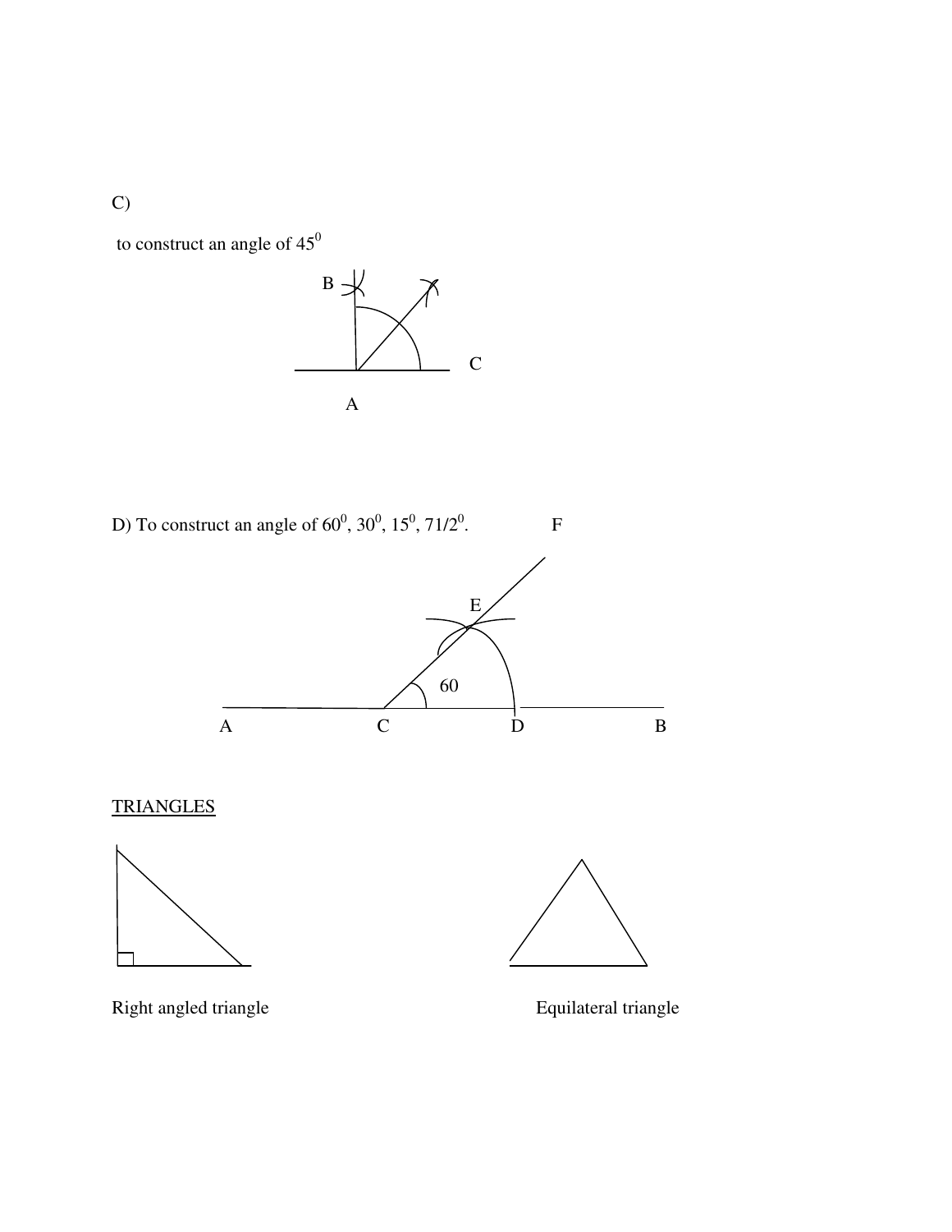C)

to construct an angle of $45^0$

B

C

A

D) To construct an angle of $60^0$, $30^0$, $15^0$, $71/2^0$.

F

E

60

A C D B

<u>TRIANGLES</u>

Right angled triangle

Equilateral triangle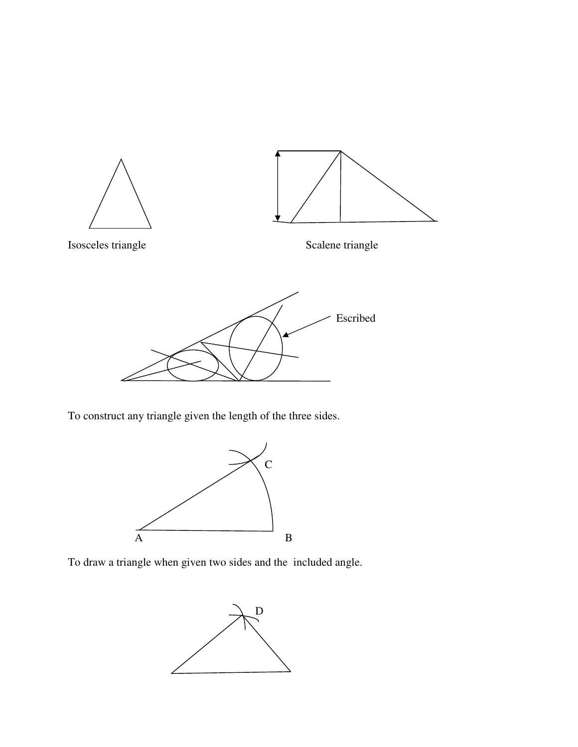Isosceles triangle

Scalene triangle

Escribed

To construct any triangle given the length of the three sides.

C

A

B

To draw a triangle when given two sides and the included angle.

D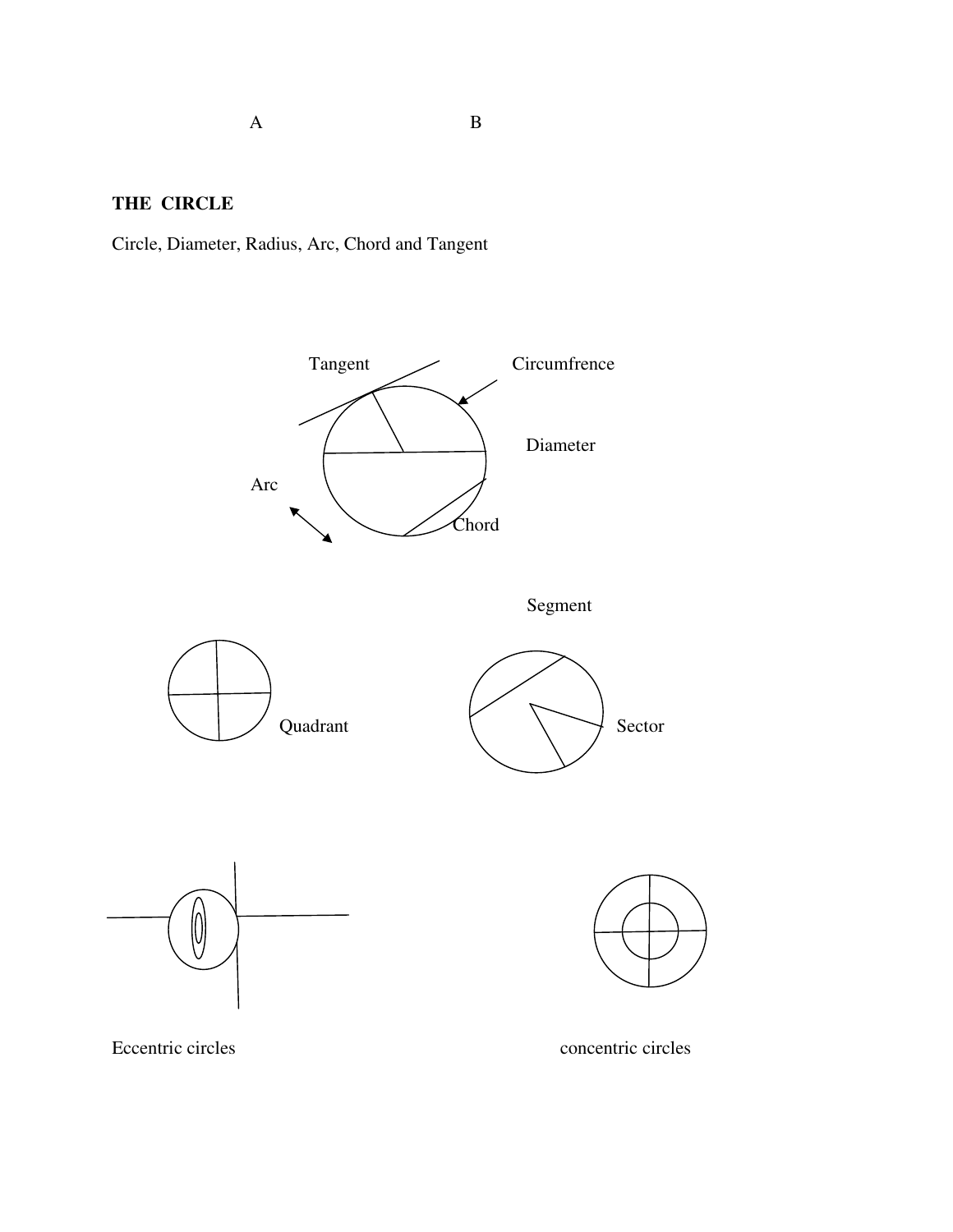A B

**THE CIRCLE**

Circle, Diameter, Radius, Arc, Chord and Tangent

Tangent

Circumfrence

Diameter

Arc

Chord

Segment

Quadrant

Sector

Eccentric circles

concentric circles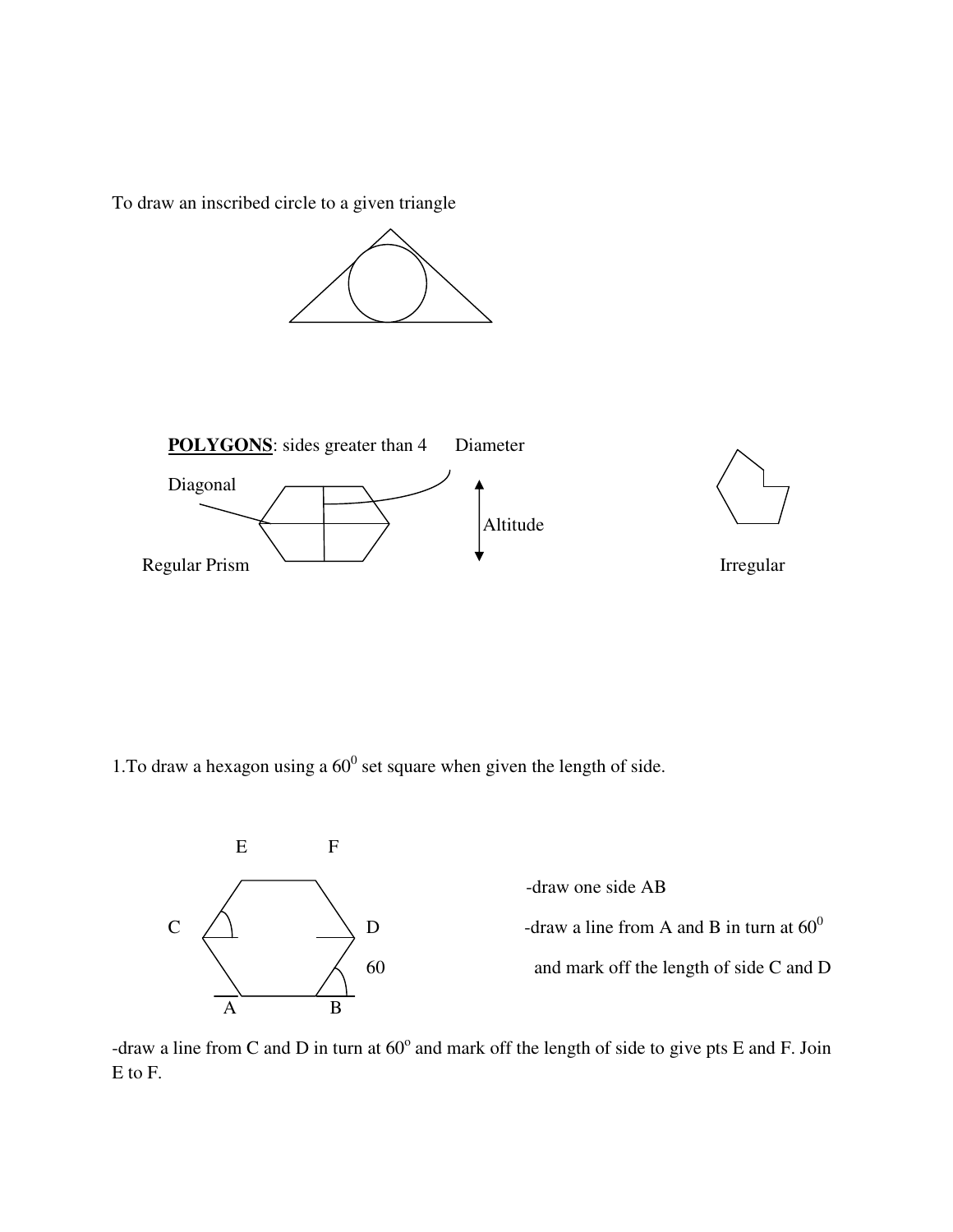To draw an inscribed circle to a given triangle

**POLYGONS**: sides greater than 4 Diameter

Diagonal

Altitude

Regular Prism

Irregular

1.To draw a hexagon using a $60^0$ set square when given the length of side.

E F

C D

60

A B

-draw one side AB

-draw a line from A and B in turn at $60^0$ and mark off the length of side C and D

-draw a line from C and D in turn at $60^o$ and mark off the length of side to give pts E and F. Join E to F.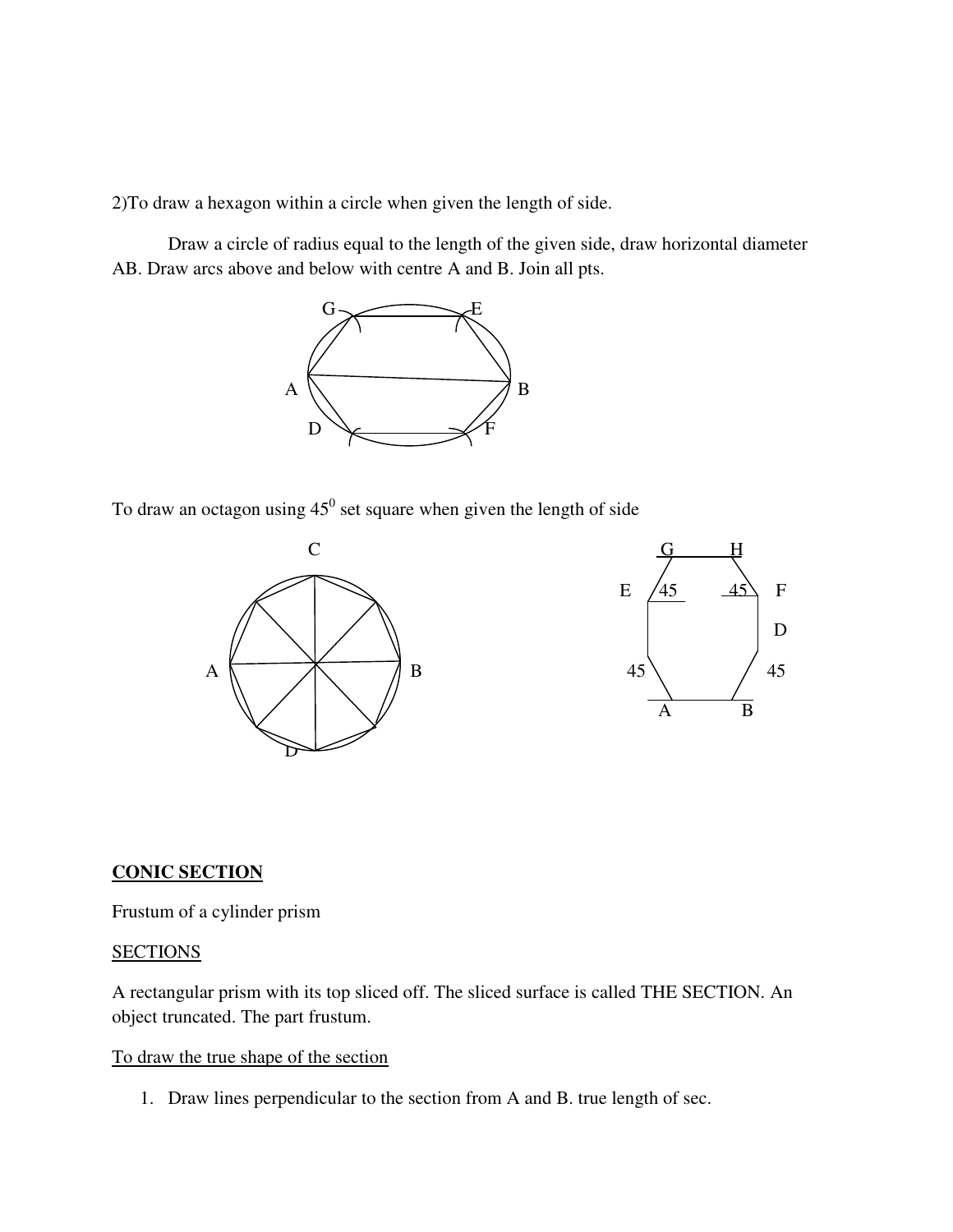2)To draw a hexagon within a circle when given the length of side.

Draw a circle of radius equal to the length of the given side, draw horizontal diameter AB. Draw arcs above and below with centre A and B. Join all pts.

To draw an octagon using $45^0$ set square when given the length of side

## CONIC SECTION

Frustum of a cylinder prism

SECTIONS

A rectangular prism with its top sliced off. The sliced surface is called THE SECTION. An object truncated. The part frustum.

To draw the true shape of the section

1. Draw lines perpendicular to the section from A and B. true length of sec.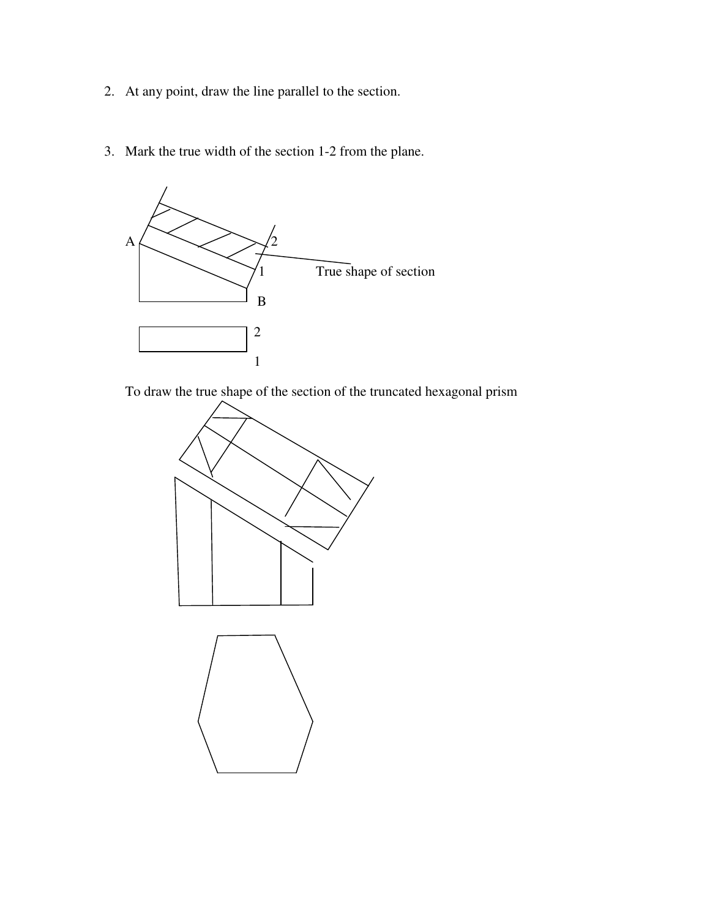2. At any point, draw the line parallel to the section.

3. Mark the true width of the section 1-2 from the plane.

A

2

1

True shape of section

B

2

1

To draw the true shape of the section of the truncated hexagonal prism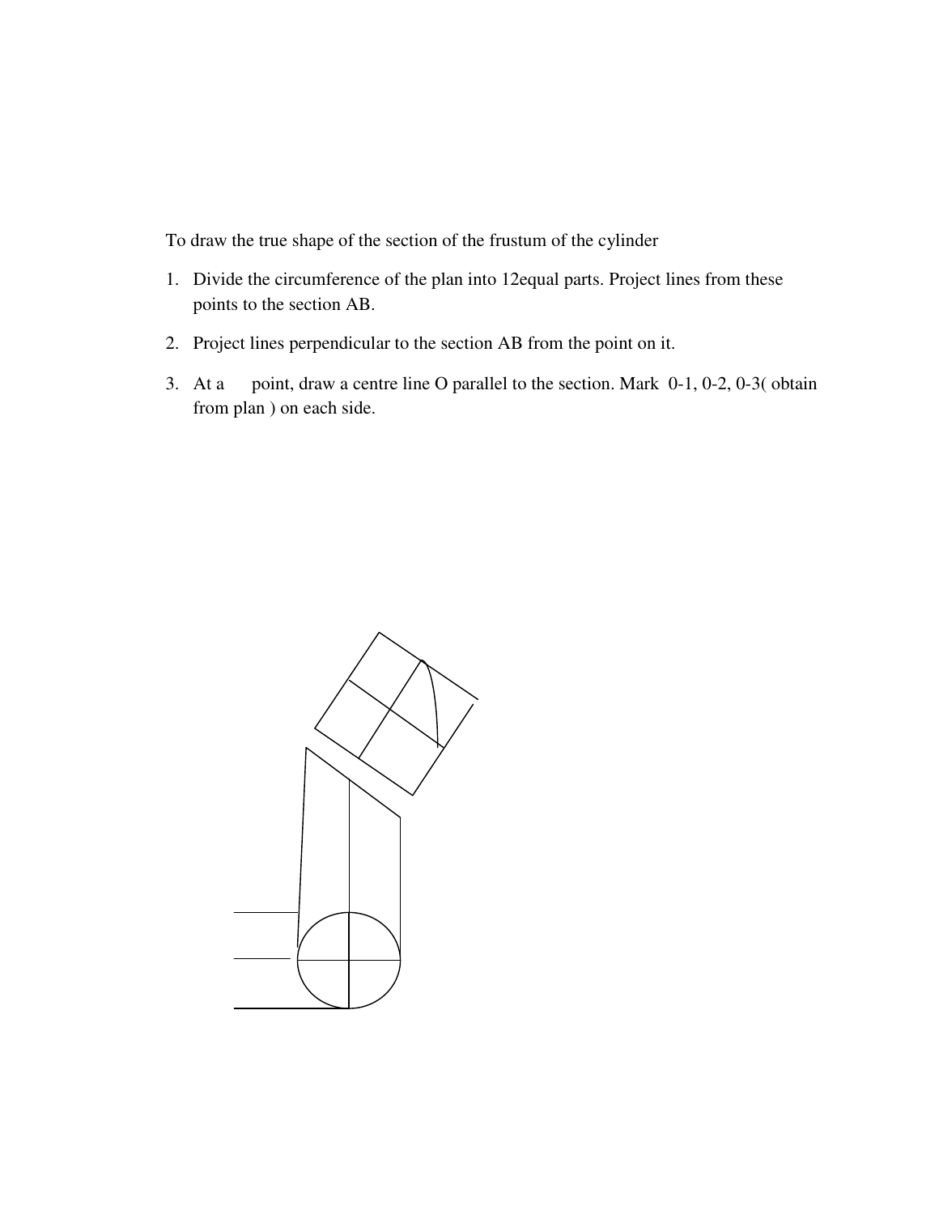To draw the true shape of the section of the frustum of the cylinder

1. Divide the circumference of the plan into 12equal parts. Project lines from these points to the section AB.
2. Project lines perpendicular to the section AB from the point on it.
3. At a point, draw a centre line O parallel to the section. Mark 0-1, 0-2, 0-3( obtain from plan ) on each side.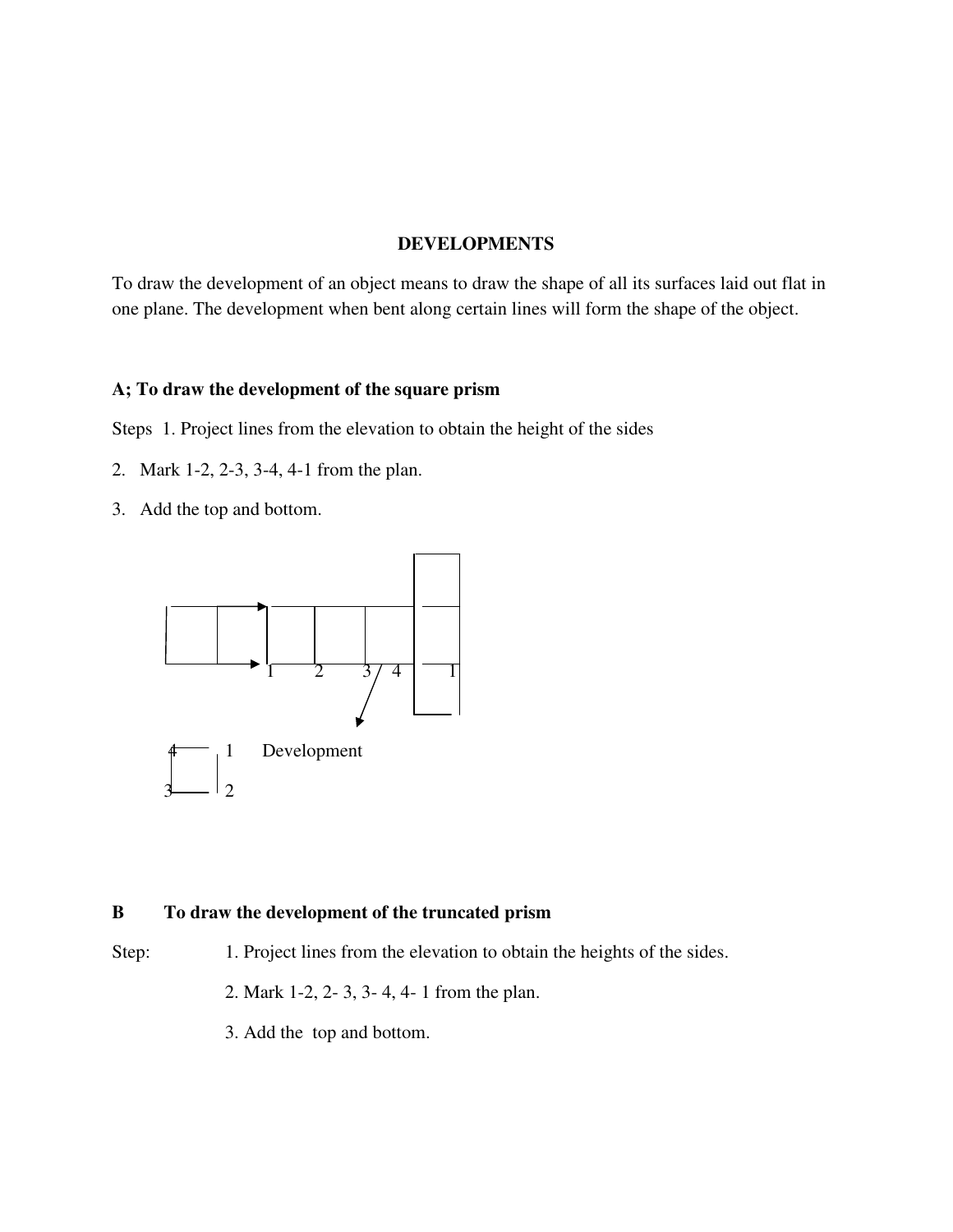**DEVELOPMENTS**

To draw the development of an object means to draw the shape of all its surfaces laid out flat in one plane. The development when bent along certain lines will form the shape of the object.

**A; To draw the development of the square prism**

Steps 1. Project lines from the elevation to obtain the height of the sides

2. Mark 1-2, 2-3, 3-4, 4-1 from the plan.
3. Add the top and bottom.

1 2 3 4 1

4 1 Development

3 2

**B To draw the development of the truncated prism**

Step: 1. Project lines from the elevation to obtain the heights of the sides.

2. Mark 1-2, 2- 3, 3- 4, 4- 1 from the plan.

3. Add the top and bottom.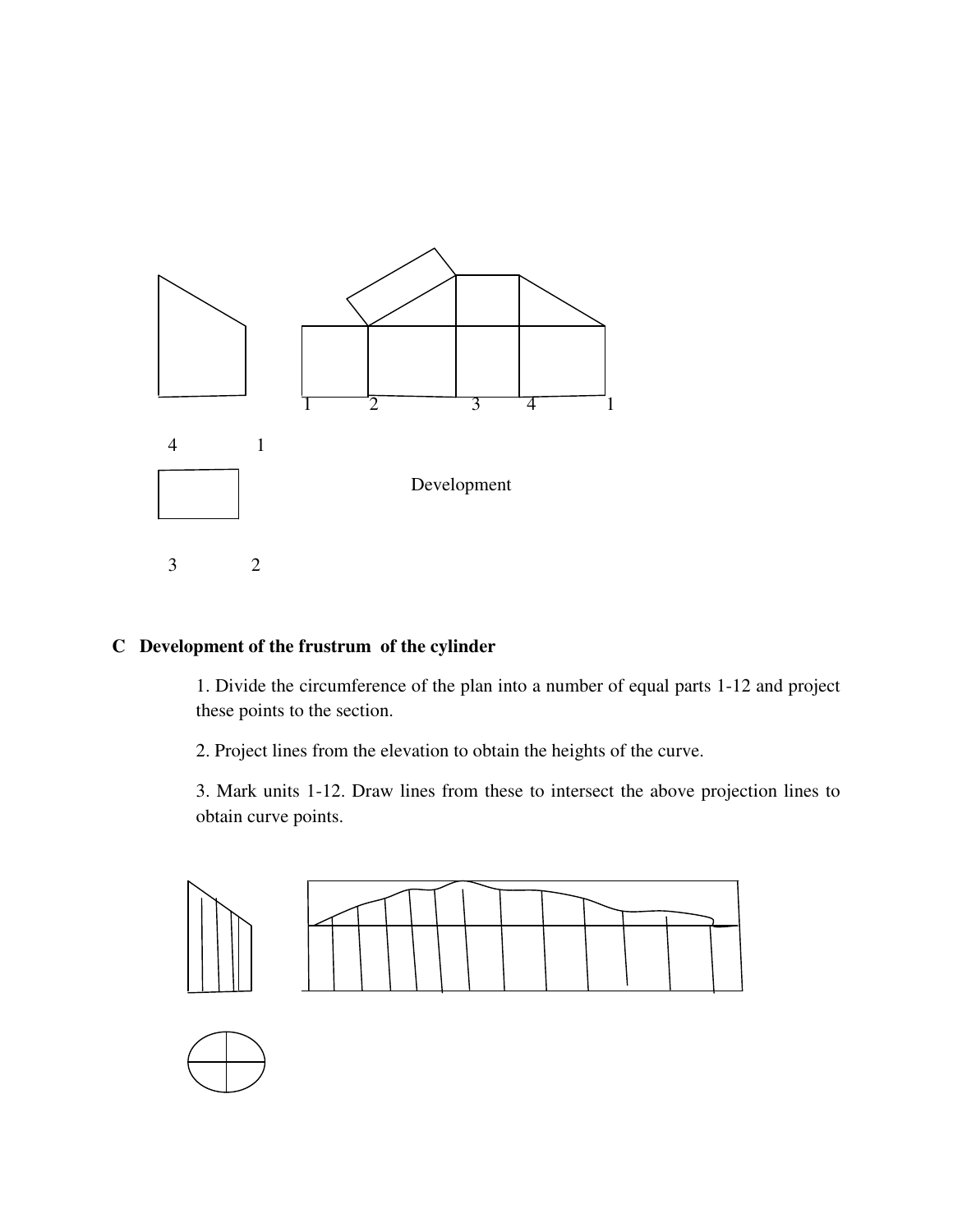1 2 3 4 1

4 1

Development

3 2

**C Development of the frustrum of the cylinder**

1. Divide the circumference of the plan into a number of equal parts 1-12 and project these points to the section.

2. Project lines from the elevation to obtain the heights of the curve.

3. Mark units 1-12. Draw lines from these to intersect the above projection lines to obtain curve points.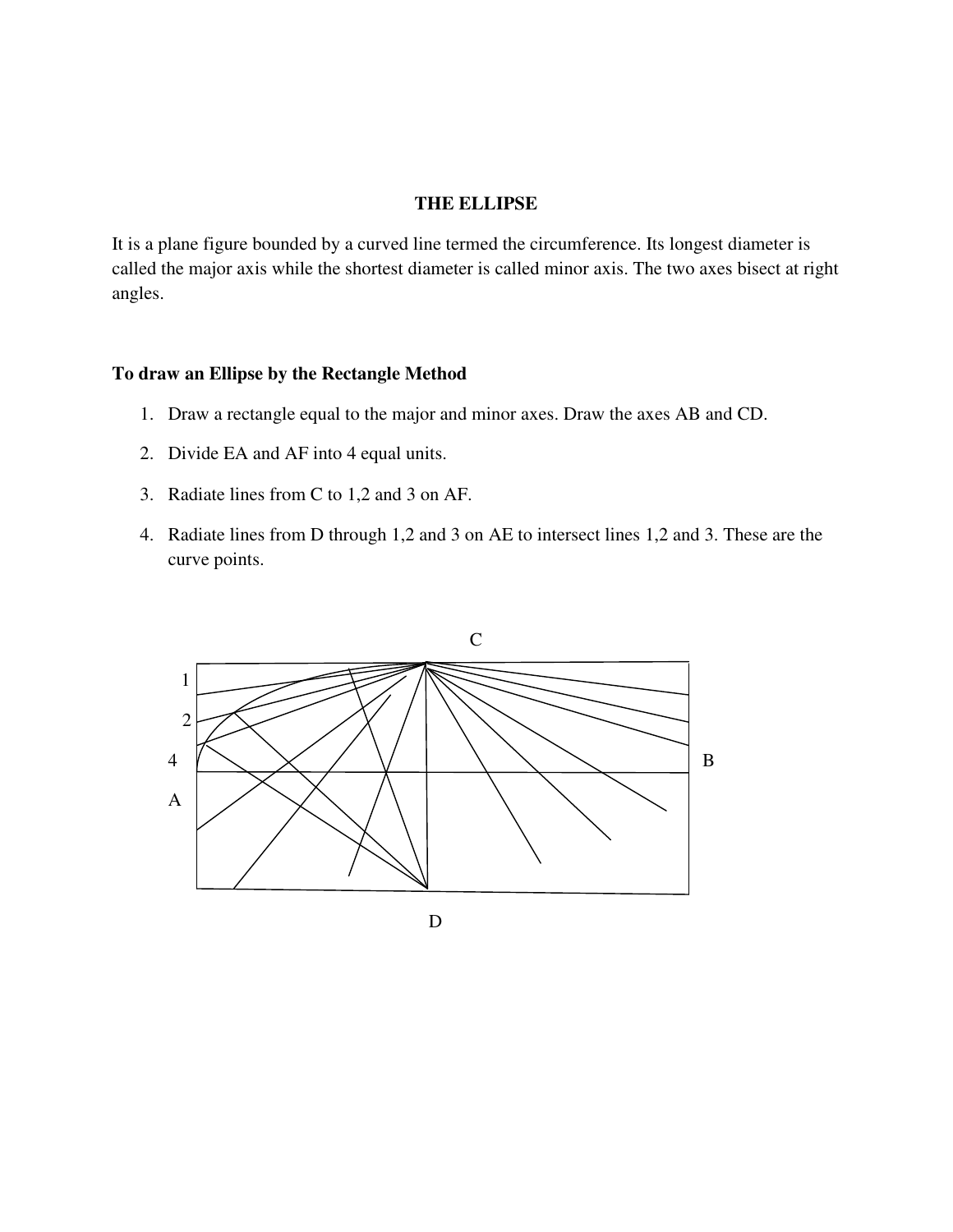**THE ELLIPSE**

It is a plane figure bounded by a curved line termed the circumference. Its longest diameter is called the major axis while the shortest diameter is called minor axis. The two axes bisect at right angles.

**To draw an Ellipse by the Rectangle Method**

1. Draw a rectangle equal to the major and minor axes. Draw the axes AB and CD.
2. Divide EA and AF into 4 equal units.
3. Radiate lines from C to 1,2 and 3 on AF.
4. Radiate lines from D through 1,2 and 3 on AE to intersect lines 1,2 and 3. These are the curve points.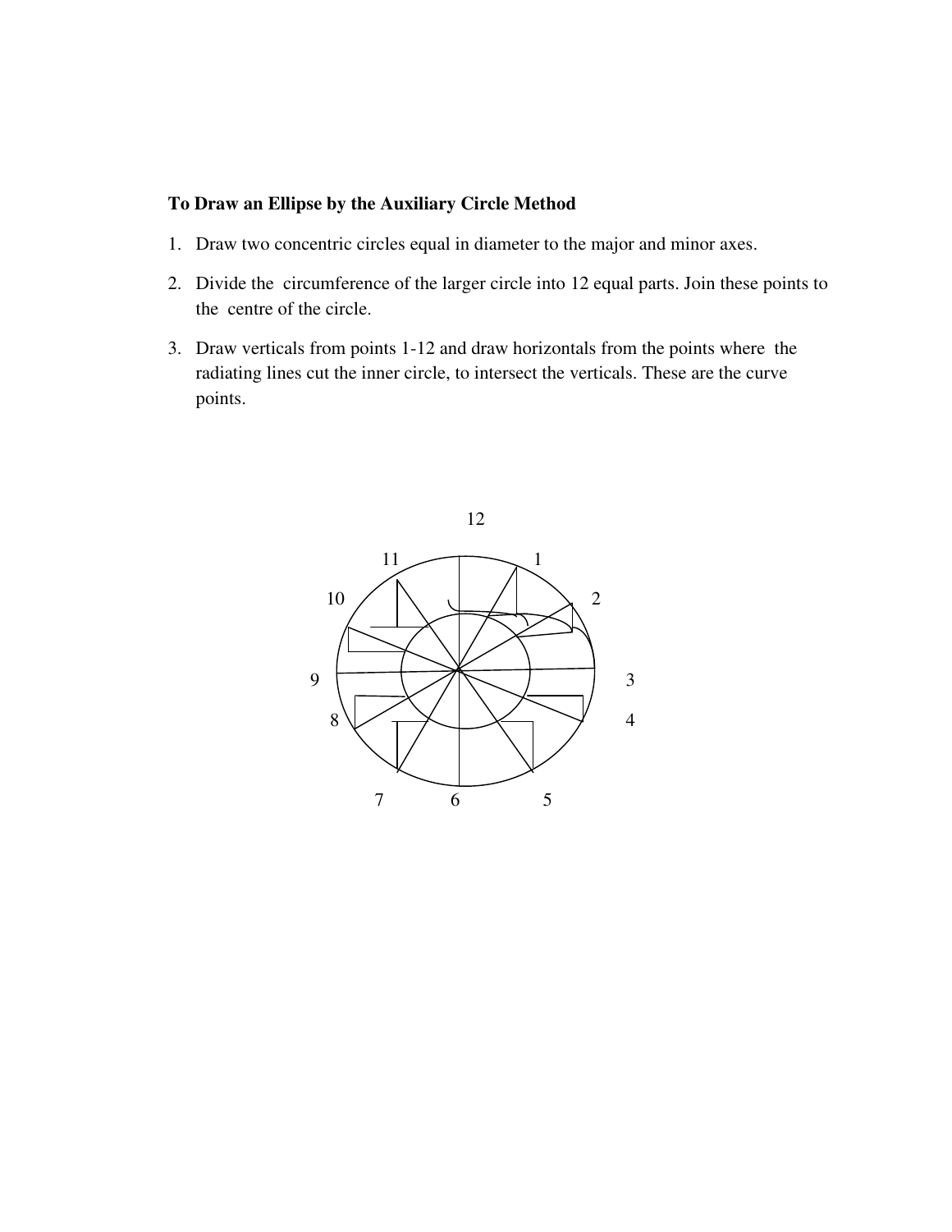**To Draw an Ellipse by the Auxiliary Circle Method**

1. Draw two concentric circles equal in diameter to the major and minor axes.
2. Divide the circumference of the larger circle into 12 equal parts. Join these points to the centre of the circle.
3. Draw verticals from points 1-12 and draw horizontals from the points where the radiating lines cut the inner circle, to intersect the verticals. These are the curve points.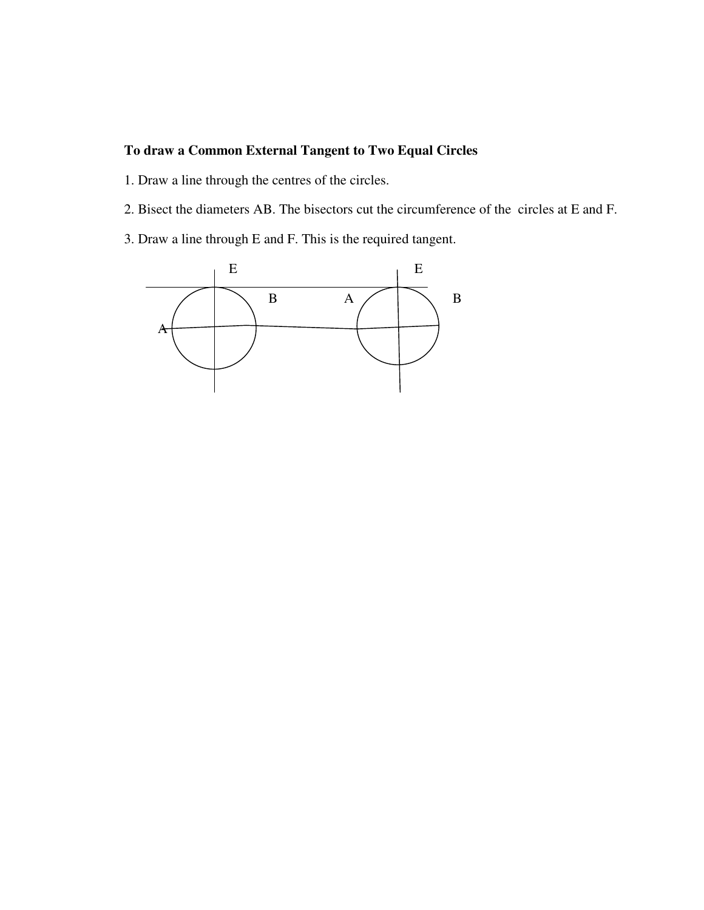**To draw a Common External Tangent to Two Equal Circles**

1. Draw a line through the centres of the circles.

2. Bisect the diameters AB. The bisectors cut the circumference of the circles at E and F.

3. Draw a line through E and F. This is the required tangent.

E E

B A B

A